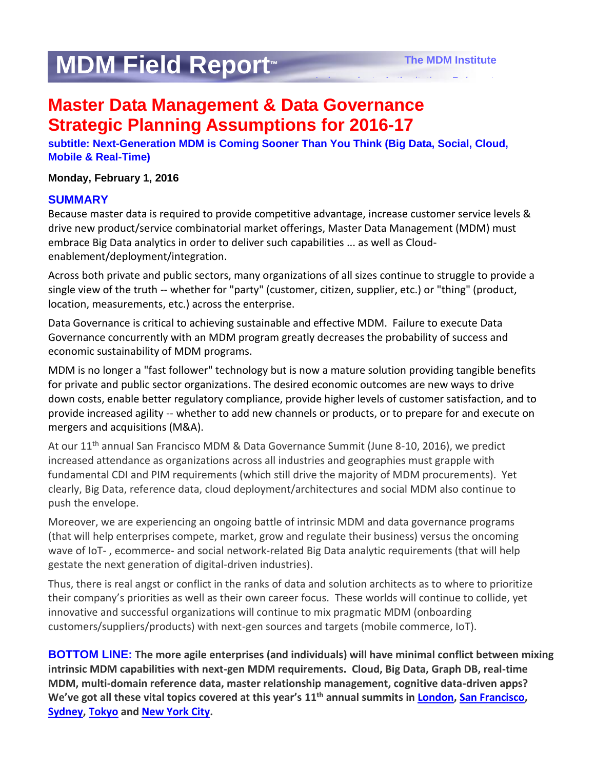# MDM Field Report™

The MDM Institute

## Master Data Management & Data Governance Strategic Planning Assumptions for 2016-17

**subtitle: Next-Generation MDM is Coming Sooner Than You Think (Big Data, Social, Cloud, Mobile & Real-Time)**

**Monday, February 1, 2016**

### SUMMARY

Because master data is required to provide competitive advantage, increase customer service levels & drive new product/service combinatorial market offerings, Master Data Management (MDM) must embrace Big Data analytics in order to deliver such capabilities ... as well as Cloud-enablement/deployment/integration.

Across both private and public sectors, many organizations of all sizes continue to struggle to provide a single view of the truth -- whether for "party" (customer, citizen, supplier, etc.) or "thing" (product, location, measurements, etc.) across the enterprise.

Data Governance is critical to achieving sustainable and effective MDM. Failure to execute Data Governance concurrently with an MDM program greatly decreases the probability of success and economic sustainability of MDM programs.

MDM is no longer a "fast follower" technology but is now a mature solution providing tangible benefits for private and public sector organizations. The desired economic outcomes are new ways to drive down costs, enable better regulatory compliance, provide higher levels of customer satisfaction, and to provide increased agility -- whether to add new channels or products, or to prepare for and execute on mergers and acquisitions (M&A).

At our 11th annual San Francisco MDM & Data Governance Summit (June 8-10, 2016), we predict increased attendance as organizations across all industries and geographies must grapple with fundamental CDI and PIM requirements (which still drive the majority of MDM procurements). Yet clearly, Big Data, reference data, cloud deployment/architectures and social MDM also continue to push the envelope.

Moreover, we are experiencing an ongoing battle of intrinsic MDM and data governance programs (that will help enterprises compete, market, grow and regulate their business) versus the oncoming wave of IoT- , ecommerce- and social network-related Big Data analytic requirements (that will help gestate the next generation of digital-driven industries).

Thus, there is real angst or conflict in the ranks of data and solution architects as to where to prioritize their company's priorities as well as their own career focus. These worlds will continue to collide, yet innovative and successful organizations will continue to mix pragmatic MDM (onboarding customers/suppliers/products) with next-gen sources and targets (mobile commerce, IoT).

**BOTTOM LINE: The more agile enterprises (and individuals) will have minimal conflict between mixing intrinsic MDM capabilities with next-gen MDM requirements. Cloud, Big Data, Graph DB, real-time MDM, multi-domain reference data, master relationship management, cognitive data-driven apps? We've got all these vital topics covered at this year's 11th annual summits in London, San Francisco, Sydney, Tokyo and New York City.**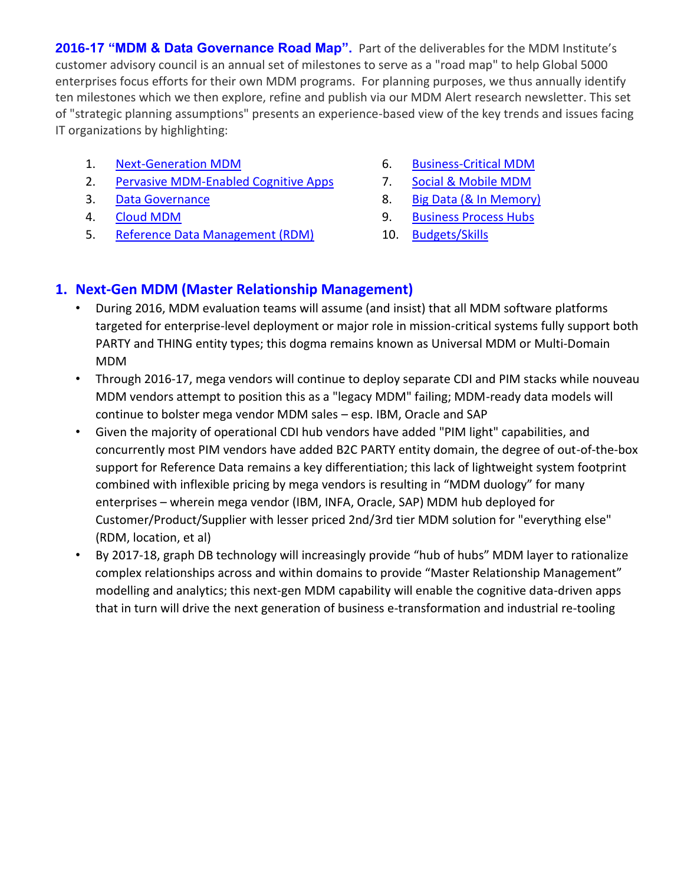**2016-17 "MDM & Data Governance Road Map".** Part of the deliverables for the MDM Institute's customer advisory council is an annual set of milestones to serve as a "road map" to help Global 5000 enterprises focus efforts for their own MDM programs. For planning purposes, we thus annually identify ten milestones which we then explore, refine and publish via our MDM Alert research newsletter. This set of "strategic planning assumptions" presents an experience-based view of the key trends and issues facing IT organizations by highlighting:

1. Next-Generation MDM
2. Pervasive MDM-Enabled Cognitive Apps
3. Data Governance
4. Cloud MDM
5. Reference Data Management (RDM)
6. Business-Critical MDM
7. Social & Mobile MDM
8. Big Data (& In Memory)
9. Business Process Hubs
10. Budgets/Skills

## 1. Next-Gen MDM (Master Relationship Management)

- During 2016, MDM evaluation teams will assume (and insist) that all MDM software platforms targeted for enterprise-level deployment or major role in mission-critical systems fully support both PARTY and THING entity types; this dogma remains known as Universal MDM or Multi-Domain MDM
- Through 2016-17, mega vendors will continue to deploy separate CDI and PIM stacks while nouveau MDM vendors attempt to position this as a "legacy MDM" failing; MDM-ready data models will continue to bolster mega vendor MDM sales – esp. IBM, Oracle and SAP
- Given the majority of operational CDI hub vendors have added "PIM light" capabilities, and concurrently most PIM vendors have added B2C PARTY entity domain, the degree of out-of-the-box support for Reference Data remains a key differentiation; this lack of lightweight system footprint combined with inflexible pricing by mega vendors is resulting in "MDM duology" for many enterprises – wherein mega vendor (IBM, INFA, Oracle, SAP) MDM hub deployed for Customer/Product/Supplier with lesser priced 2nd/3rd tier MDM solution for "everything else" (RDM, location, et al)
- By 2017-18, graph DB technology will increasingly provide "hub of hubs" MDM layer to rationalize complex relationships across and within domains to provide "Master Relationship Management" modelling and analytics; this next-gen MDM capability will enable the cognitive data-driven apps that in turn will drive the next generation of business e-transformation and industrial re-tooling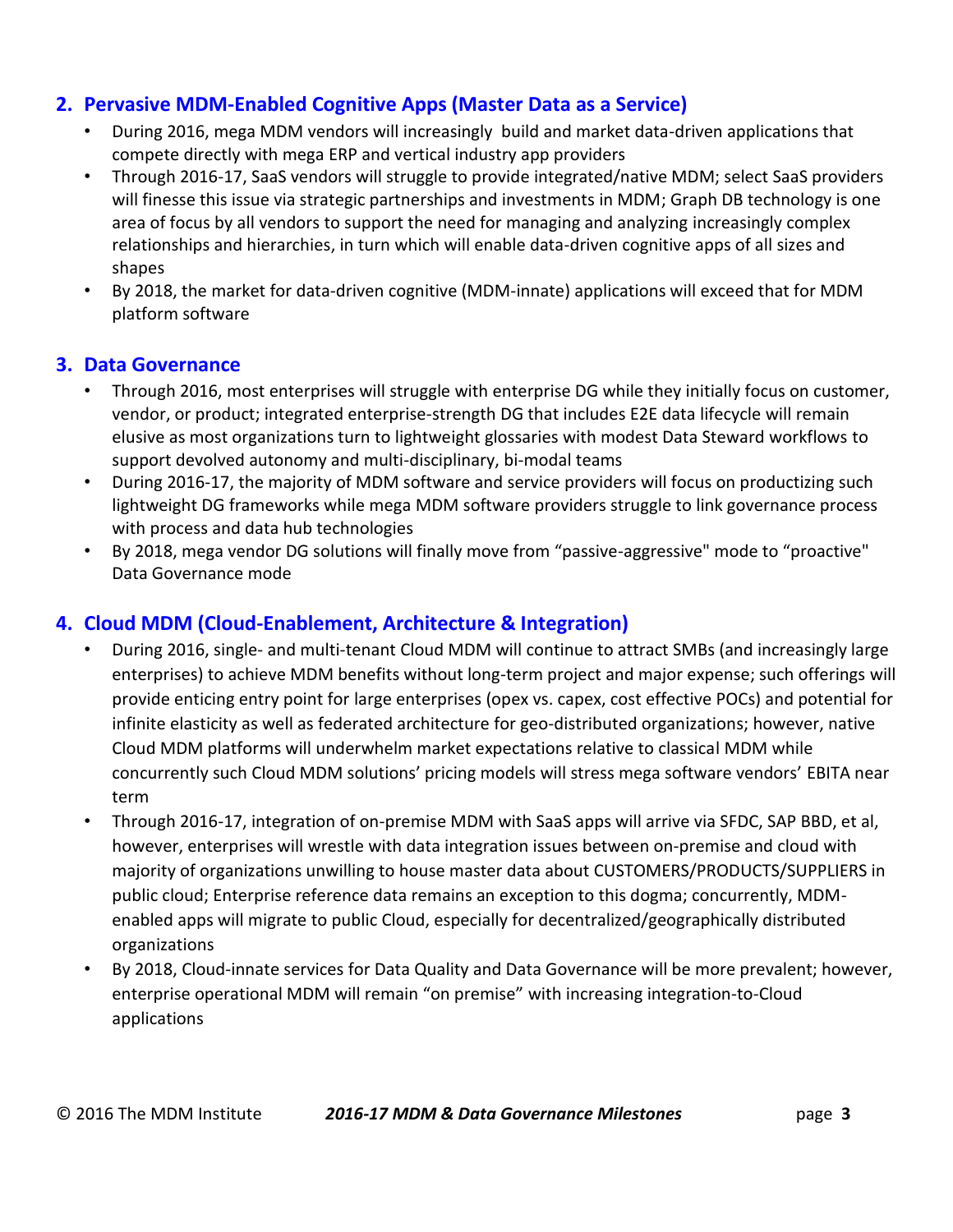## 2. Pervasive MDM-Enabled Cognitive Apps (Master Data as a Service)

- During 2016, mega MDM vendors will increasingly build and market data-driven applications that compete directly with mega ERP and vertical industry app providers
- Through 2016-17, SaaS vendors will struggle to provide integrated/native MDM; select SaaS providers will finesse this issue via strategic partnerships and investments in MDM; Graph DB technology is one area of focus by all vendors to support the need for managing and analyzing increasingly complex relationships and hierarchies, in turn which will enable data-driven cognitive apps of all sizes and shapes
- By 2018, the market for data-driven cognitive (MDM-innate) applications will exceed that for MDM platform software

## 3. Data Governance

- Through 2016, most enterprises will struggle with enterprise DG while they initially focus on customer, vendor, or product; integrated enterprise-strength DG that includes E2E data lifecycle will remain elusive as most organizations turn to lightweight glossaries with modest Data Steward workflows to support devolved autonomy and multi-disciplinary, bi-modal teams
- During 2016-17, the majority of MDM software and service providers will focus on productizing such lightweight DG frameworks while mega MDM software providers struggle to link governance process with process and data hub technologies
- By 2018, mega vendor DG solutions will finally move from “passive-aggressive" mode to “proactive" Data Governance mode

## 4. Cloud MDM (Cloud-Enablement, Architecture & Integration)

- During 2016, single- and multi-tenant Cloud MDM will continue to attract SMBs (and increasingly large enterprises) to achieve MDM benefits without long-term project and major expense; such offerings will provide enticing entry point for large enterprises (opex vs. capex, cost effective POCs) and potential for infinite elasticity as well as federated architecture for geo-distributed organizations; however, native Cloud MDM platforms will underwhelm market expectations relative to classical MDM while concurrently such Cloud MDM solutions’ pricing models will stress mega software vendors’ EBITA near term
- Through 2016-17, integration of on-premise MDM with SaaS apps will arrive via SFDC, SAP BBD, et al, however, enterprises will wrestle with data integration issues between on-premise and cloud with majority of organizations unwilling to house master data about CUSTOMERS/PRODUCTS/SUPPLIERS in public cloud; Enterprise reference data remains an exception to this dogma; concurrently, MDM-enabled apps will migrate to public Cloud, especially for decentralized/geographically distributed organizations
- By 2018, Cloud-innate services for Data Quality and Data Governance will be more prevalent; however, enterprise operational MDM will remain “on premise” with increasing integration-to-Cloud applications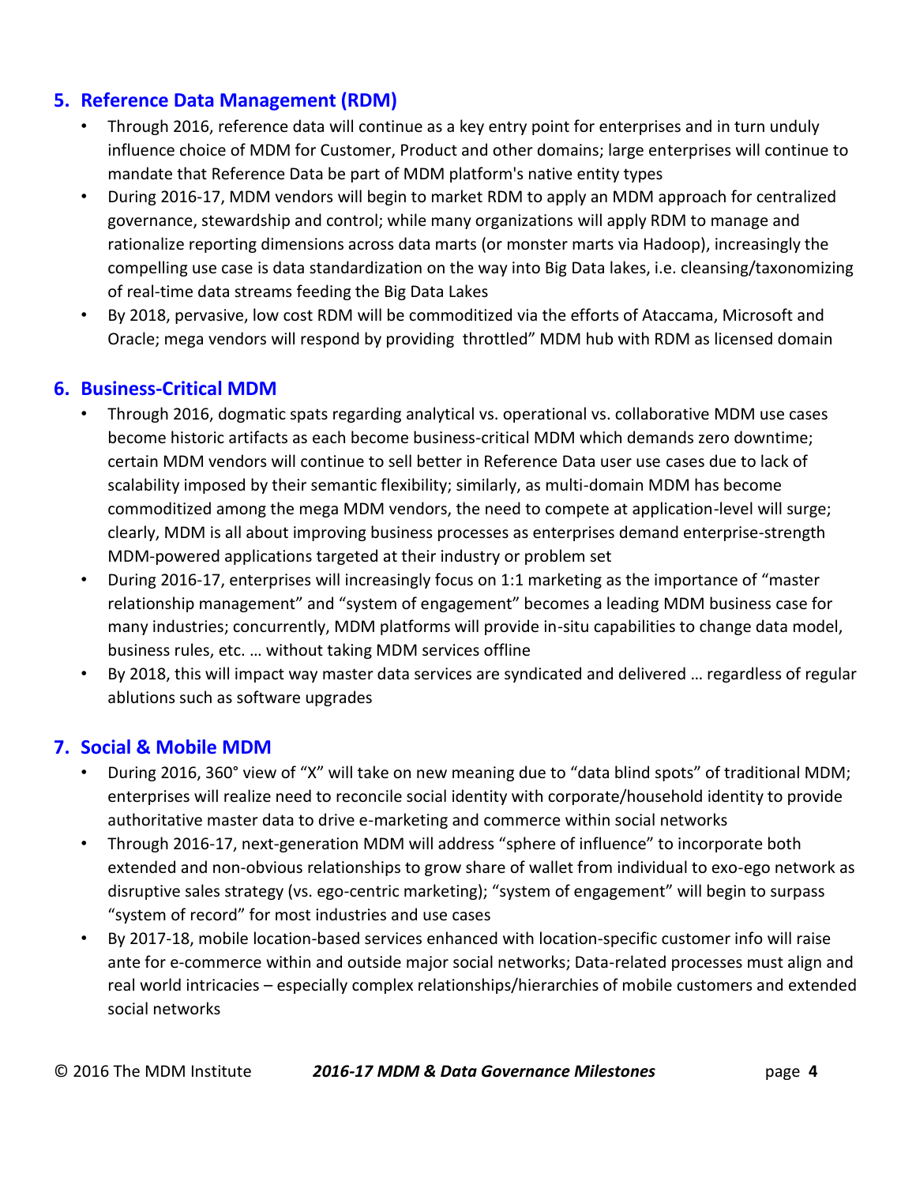## 5. Reference Data Management (RDM)

- Through 2016, reference data will continue as a key entry point for enterprises and in turn unduly influence choice of MDM for Customer, Product and other domains; large enterprises will continue to mandate that Reference Data be part of MDM platform's native entity types
- During 2016-17, MDM vendors will begin to market RDM to apply an MDM approach for centralized governance, stewardship and control; while many organizations will apply RDM to manage and rationalize reporting dimensions across data marts (or monster marts via Hadoop), increasingly the compelling use case is data standardization on the way into Big Data lakes, i.e. cleansing/taxonomizing of real-time data streams feeding the Big Data Lakes
- By 2018, pervasive, low cost RDM will be commoditized via the efforts of Ataccama, Microsoft and Oracle; mega vendors will respond by providing throttled" MDM hub with RDM as licensed domain

## 6. Business-Critical MDM

- Through 2016, dogmatic spats regarding analytical vs. operational vs. collaborative MDM use cases become historic artifacts as each become business-critical MDM which demands zero downtime; certain MDM vendors will continue to sell better in Reference Data user use cases due to lack of scalability imposed by their semantic flexibility; similarly, as multi-domain MDM has become commoditized among the mega MDM vendors, the need to compete at application-level will surge; clearly, MDM is all about improving business processes as enterprises demand enterprise-strength MDM-powered applications targeted at their industry or problem set
- During 2016-17, enterprises will increasingly focus on 1:1 marketing as the importance of "master relationship management" and "system of engagement" becomes a leading MDM business case for many industries; concurrently, MDM platforms will provide in-situ capabilities to change data model, business rules, etc. … without taking MDM services offline
- By 2018, this will impact way master data services are syndicated and delivered … regardless of regular ablutions such as software upgrades

## 7. Social & Mobile MDM

- During 2016, 360° view of "X" will take on new meaning due to "data blind spots" of traditional MDM; enterprises will realize need to reconcile social identity with corporate/household identity to provide authoritative master data to drive e-marketing and commerce within social networks
- Through 2016-17, next-generation MDM will address "sphere of influence" to incorporate both extended and non-obvious relationships to grow share of wallet from individual to exo-ego network as disruptive sales strategy (vs. ego-centric marketing); "system of engagement" will begin to surpass "system of record" for most industries and use cases
- By 2017-18, mobile location-based services enhanced with location-specific customer info will raise ante for e-commerce within and outside major social networks; Data-related processes must align and real world intricacies – especially complex relationships/hierarchies of mobile customers and extended social networks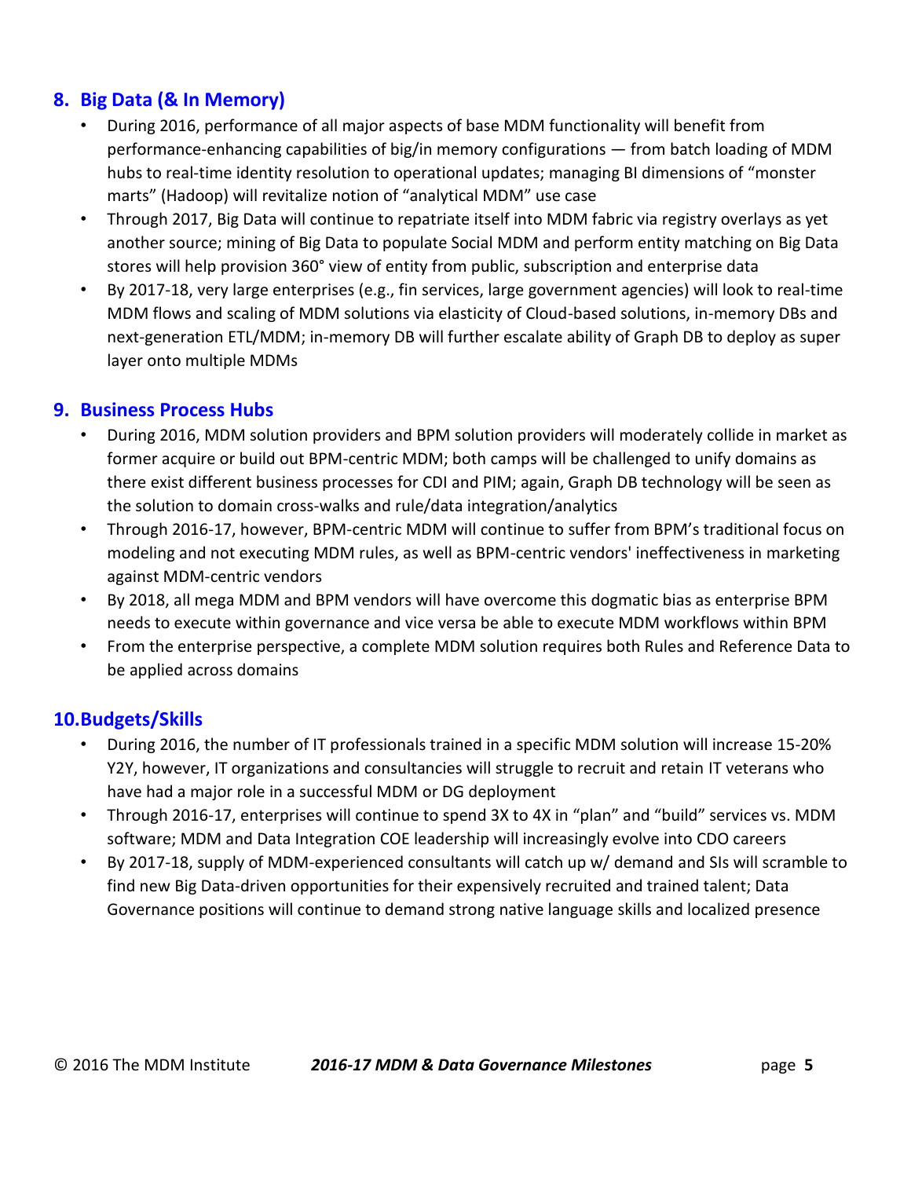## 8. Big Data (& In Memory)

- During 2016, performance of all major aspects of base MDM functionality will benefit from performance-enhancing capabilities of big/in memory configurations — from batch loading of MDM hubs to real-time identity resolution to operational updates; managing BI dimensions of "monster marts" (Hadoop) will revitalize notion of "analytical MDM" use case
- Through 2017, Big Data will continue to repatriate itself into MDM fabric via registry overlays as yet another source; mining of Big Data to populate Social MDM and perform entity matching on Big Data stores will help provision 360° view of entity from public, subscription and enterprise data
- By 2017-18, very large enterprises (e.g., fin services, large government agencies) will look to real-time MDM flows and scaling of MDM solutions via elasticity of Cloud-based solutions, in-memory DBs and next-generation ETL/MDM; in-memory DB will further escalate ability of Graph DB to deploy as super layer onto multiple MDMs

## 9. Business Process Hubs

- During 2016, MDM solution providers and BPM solution providers will moderately collide in market as former acquire or build out BPM-centric MDM; both camps will be challenged to unify domains as there exist different business processes for CDI and PIM; again, Graph DB technology will be seen as the solution to domain cross-walks and rule/data integration/analytics
- Through 2016-17, however, BPM-centric MDM will continue to suffer from BPM's traditional focus on modeling and not executing MDM rules, as well as BPM-centric vendors' ineffectiveness in marketing against MDM-centric vendors
- By 2018, all mega MDM and BPM vendors will have overcome this dogmatic bias as enterprise BPM needs to execute within governance and vice versa be able to execute MDM workflows within BPM
- From the enterprise perspective, a complete MDM solution requires both Rules and Reference Data to be applied across domains

## 10. Budgets/Skills

- During 2016, the number of IT professionals trained in a specific MDM solution will increase 15-20% Y2Y, however, IT organizations and consultancies will struggle to recruit and retain IT veterans who have had a major role in a successful MDM or DG deployment
- Through 2016-17, enterprises will continue to spend 3X to 4X in "plan" and "build" services vs. MDM software; MDM and Data Integration COE leadership will increasingly evolve into CDO careers
- By 2017-18, supply of MDM-experienced consultants will catch up w/ demand and SIs will scramble to find new Big Data-driven opportunities for their expensively recruited and trained talent; Data Governance positions will continue to demand strong native language skills and localized presence